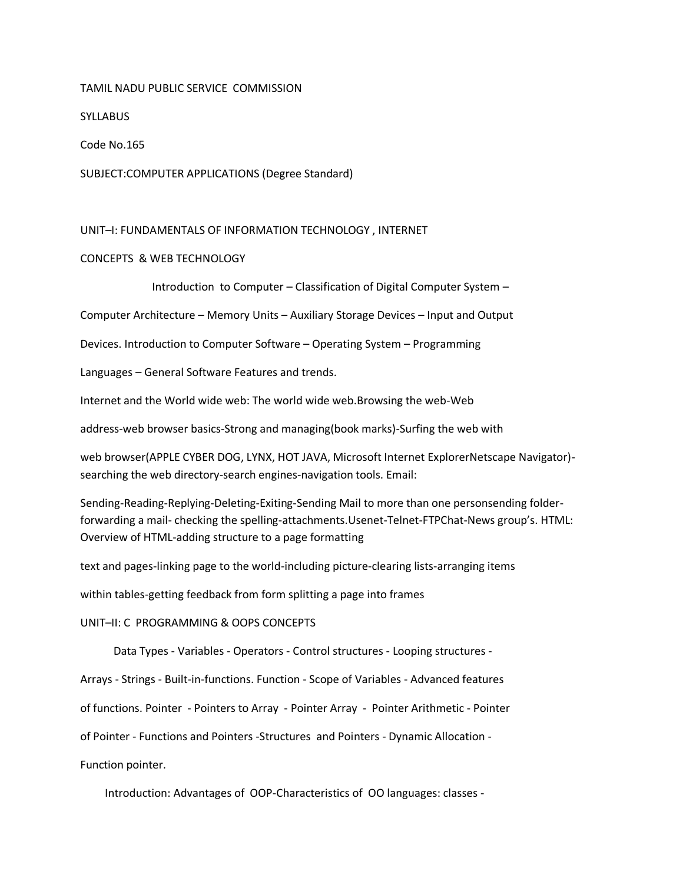TAMIL NADU PUBLIC SERVICE COMMISSION

SYLLABUS

Code No.165

SUBJECT:COMPUTER APPLICATIONS (Degree Standard)

## UNIT–I: FUNDAMENTALS OF INFORMATION TECHNOLOGY , INTERNET CONCEPTS & WEB TECHNOLOGY

Introduction to Computer – Classification of Digital Computer System – Computer Architecture – Memory Units – Auxiliary Storage Devices – Input and Output Devices. Introduction to Computer Software – Operating System – Programming Languages – General Software Features and trends.

Internet and the World wide web: The world wide web.Browsing the web-Web address-web browser basics-Strong and managing(book marks)-Surfing the web with web browser(APPLE CYBER DOG, LYNX, HOT JAVA, Microsoft Internet ExplorerNetscape Navigator)-searching the web directory-search engines-navigation tools. Email: Sending-Reading-Replying-Deleting-Exiting-Sending Mail to more than one personsending folder-forwarding a mail- checking the spelling-attachments.Usenet-Telnet-FTPChat-News group's. HTML: Overview of HTML-adding structure to a page formatting text and pages-linking page to the world-including picture-clearing lists-arranging items within tables-getting feedback from form splitting a page into frames

## UNIT–II: C PROGRAMMING & OOPS CONCEPTS

Data Types - Variables - Operators - Control structures - Looping structures - Arrays - Strings - Built-in-functions. Function - Scope of Variables - Advanced features of functions. Pointer - Pointers to Array - Pointer Array - Pointer Arithmetic - Pointer of Pointer - Functions and Pointers -Structures and Pointers - Dynamic Allocation - Function pointer.

Introduction: Advantages of OOP-Characteristics of OO languages: classes -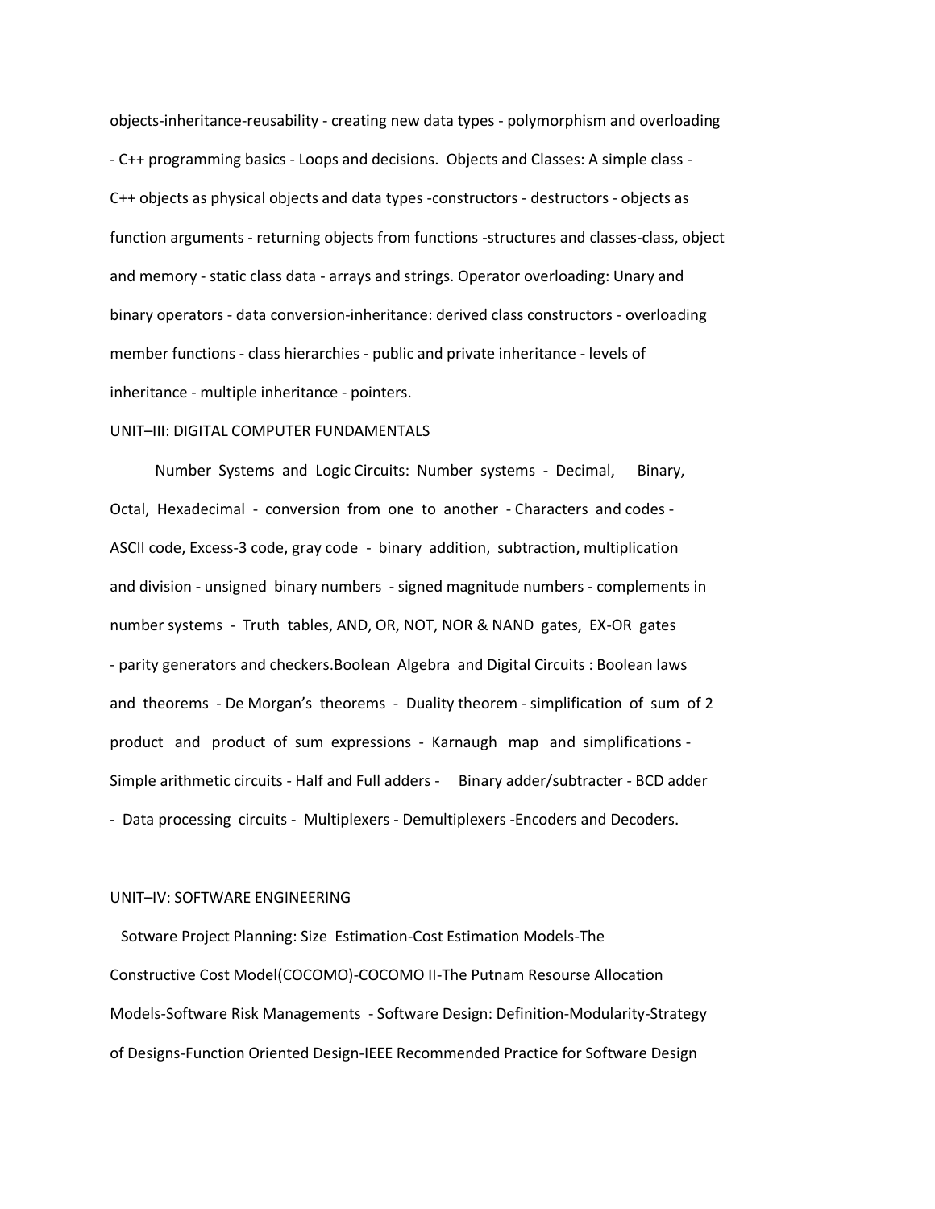objects-inheritance-reusability - creating new data types - polymorphism and overloading - C++ programming basics - Loops and decisions. Objects and Classes: A simple class - C++ objects as physical objects and data types -constructors - destructors - objects as function arguments - returning objects from functions -structures and classes-class, object and memory - static class data - arrays and strings. Operator overloading: Unary and binary operators - data conversion-inheritance: derived class constructors - overloading member functions - class hierarchies - public and private inheritance - levels of inheritance - multiple inheritance - pointers.

UNIT–III: DIGITAL COMPUTER FUNDAMENTALS

Number Systems and Logic Circuits: Number systems - Decimal, Binary, Octal, Hexadecimal - conversion from one to another - Characters and codes - ASCII code, Excess-3 code, gray code - binary addition, subtraction, multiplication and division - unsigned binary numbers - signed magnitude numbers - complements in number systems - Truth tables, AND, OR, NOT, NOR & NAND gates, EX-OR gates - parity generators and checkers.Boolean Algebra and Digital Circuits : Boolean laws and theorems - De Morgan's theorems - Duality theorem - simplification of sum of 2 product and product of sum expressions - Karnaugh map and simplifications - Simple arithmetic circuits - Half and Full adders - Binary adder/subtracter - BCD adder - Data processing circuits - Multiplexers - Demultiplexers -Encoders and Decoders.

UNIT–IV: SOFTWARE ENGINEERING

Sotware Project Planning: Size Estimation-Cost Estimation Models-The Constructive Cost Model(COCOMO)-COCOMO II-The Putnam Resourse Allocation Models-Software Risk Managements - Software Design: Definition-Modularity-Strategy of Designs-Function Oriented Design-IEEE Recommended Practice for Software Design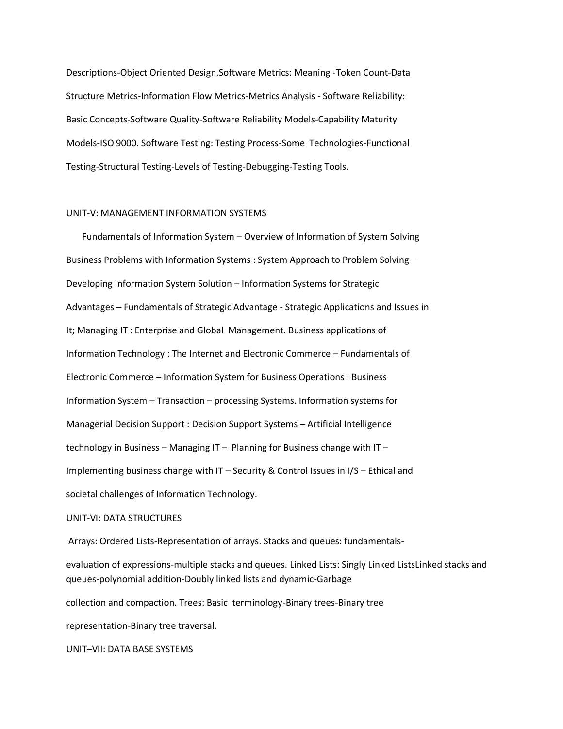Descriptions-Object Oriented Design.Software Metrics: Meaning -Token Count-Data Structure Metrics-Information Flow Metrics-Metrics Analysis - Software Reliability: Basic Concepts-Software Quality-Software Reliability Models-Capability Maturity Models-ISO 9000. Software Testing: Testing Process-Some Technologies-Functional Testing-Structural Testing-Levels of Testing-Debugging-Testing Tools.

## UNIT-V: MANAGEMENT INFORMATION SYSTEMS

Fundamentals of Information System – Overview of Information of System Solving Business Problems with Information Systems : System Approach to Problem Solving – Developing Information System Solution – Information Systems for Strategic Advantages – Fundamentals of Strategic Advantage - Strategic Applications and Issues in It; Managing IT : Enterprise and Global Management. Business applications of Information Technology : The Internet and Electronic Commerce – Fundamentals of Electronic Commerce – Information System for Business Operations : Business Information System – Transaction – processing Systems. Information systems for Managerial Decision Support : Decision Support Systems – Artificial Intelligence technology in Business – Managing IT – Planning for Business change with IT – Implementing business change with IT – Security & Control Issues in I/S – Ethical and societal challenges of Information Technology.

## UNIT-VI: DATA STRUCTURES

Arrays: Ordered Lists-Representation of arrays. Stacks and queues: fundamentals-evaluation of expressions-multiple stacks and queues. Linked Lists: Singly Linked ListsLinked stacks and queues-polynomial addition-Doubly linked lists and dynamic-Garbage collection and compaction. Trees: Basic terminology-Binary trees-Binary tree representation-Binary tree traversal.

## UNIT–VII: DATA BASE SYSTEMS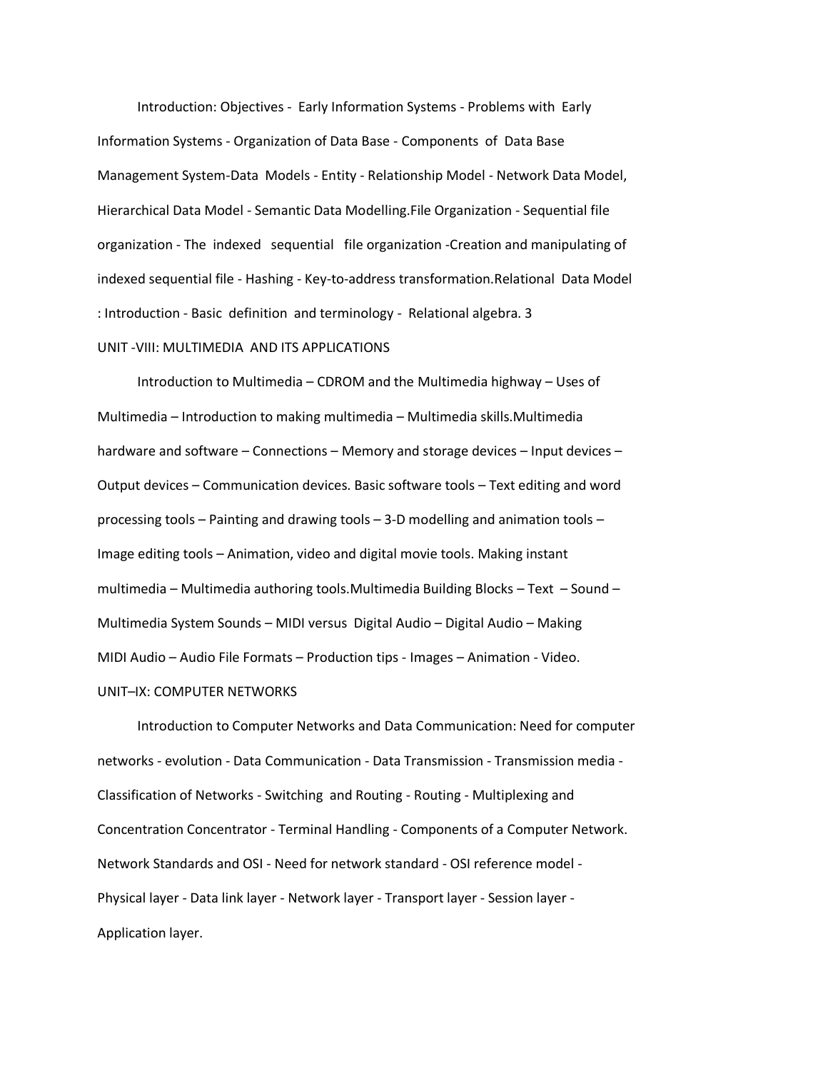Introduction: Objectives - Early Information Systems - Problems with Early Information Systems - Organization of Data Base - Components of Data Base Management System-Data Models - Entity - Relationship Model - Network Data Model, Hierarchical Data Model - Semantic Data Modelling.File Organization - Sequential file organization - The indexed sequential file organization -Creation and manipulating of indexed sequential file - Hashing - Key-to-address transformation.Relational Data Model : Introduction - Basic definition and terminology - Relational algebra. 3

UNIT -VIII: MULTIMEDIA AND ITS APPLICATIONS

Introduction to Multimedia – CDROM and the Multimedia highway – Uses of Multimedia – Introduction to making multimedia – Multimedia skills.Multimedia hardware and software – Connections – Memory and storage devices – Input devices – Output devices – Communication devices. Basic software tools – Text editing and word processing tools – Painting and drawing tools – 3-D modelling and animation tools – Image editing tools – Animation, video and digital movie tools. Making instant multimedia – Multimedia authoring tools.Multimedia Building Blocks – Text – Sound – Multimedia System Sounds – MIDI versus Digital Audio – Digital Audio – Making MIDI Audio – Audio File Formats – Production tips - Images – Animation - Video.

UNIT–IX: COMPUTER NETWORKS

Introduction to Computer Networks and Data Communication: Need for computer networks - evolution - Data Communication - Data Transmission - Transmission media - Classification of Networks - Switching and Routing - Routing - Multiplexing and Concentration Concentrator - Terminal Handling - Components of a Computer Network. Network Standards and OSI - Need for network standard - OSI reference model - Physical layer - Data link layer - Network layer - Transport layer - Session layer - Application layer.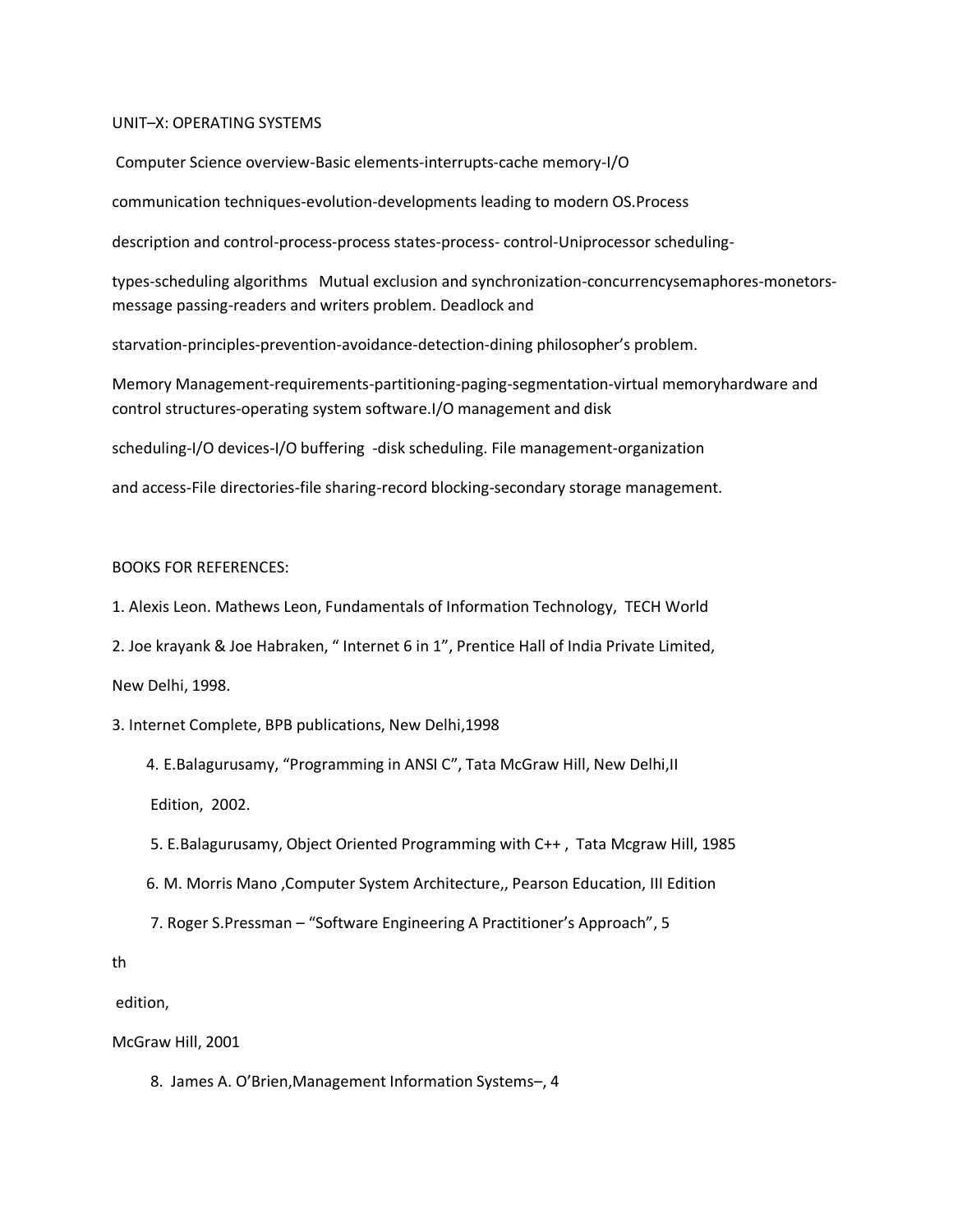UNIT–X: OPERATING SYSTEMS

Computer Science overview-Basic elements-interrupts-cache memory-I/O communication techniques-evolution-developments leading to modern OS.Process description and control-process-process states-process- control-Uniprocessor scheduling-types-scheduling algorithms Mutual exclusion and synchronization-concurrencysemaphores-monetors-message passing-readers and writers problem. Deadlock and starvation-principles-prevention-avoidance-detection-dining philosopher's problem.

Memory Management-requirements-partitioning-paging-segmentation-virtual memoryhardware and control structures-operating system software.I/O management and disk scheduling-I/O devices-I/O buffering -disk scheduling. File management-organization and access-File directories-file sharing-record blocking-secondary storage management.

BOOKS FOR REFERENCES:

1. Alexis Leon. Mathews Leon, Fundamentals of Information Technology, TECH World
2. Joe krayank & Joe Habraken, " Internet 6 in 1", Prentice Hall of India Private Limited, New Delhi, 1998.
3. Internet Complete, BPB publications, New Delhi,1998
4. E.Balagurusamy, "Programming in ANSI C", Tata McGraw Hill, New Delhi,II Edition, 2002.
5. E.Balagurusamy, Object Oriented Programming with C++ , Tata Mcgraw Hill, 1985
6. M. Morris Mano ,Computer System Architecture,, Pearson Education, III Edition
7. Roger S.Pressman – "Software Engineering A Practitioner's Approach", 5th edition, McGraw Hill, 2001
8. James A. O'Brien,Management Information Systems–, 4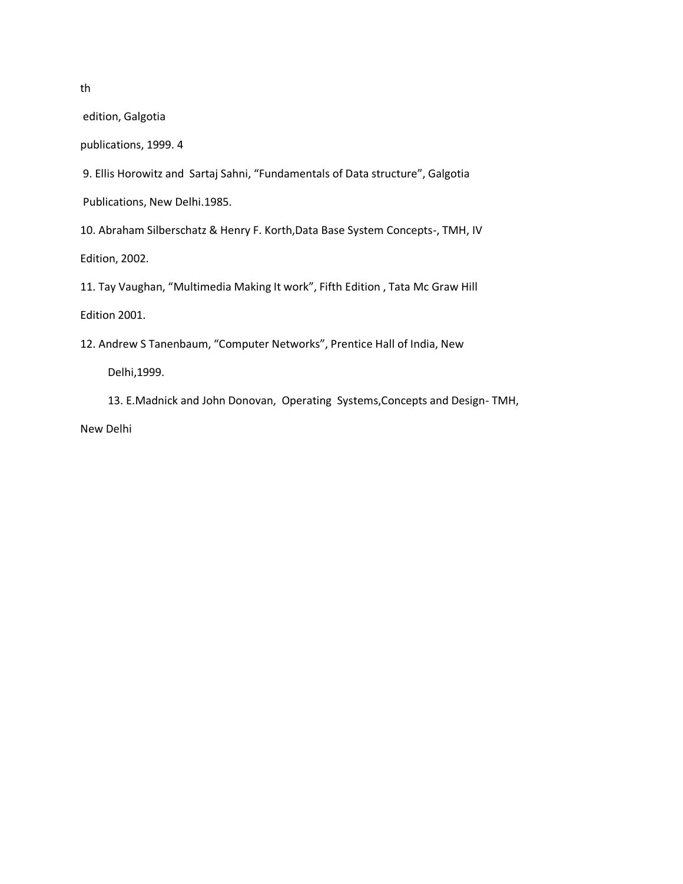th

edition, Galgotia

publications, 1999. 4

9. Ellis Horowitz and Sartaj Sahni, “Fundamentals of Data structure”, Galgotia Publications, New Delhi.1985.

10. Abraham Silberschatz & Henry F. Korth,Data Base System Concepts-, TMH, IV Edition, 2002.

11. Tay Vaughan, “Multimedia Making It work”, Fifth Edition , Tata Mc Graw Hill Edition 2001.

12. Andrew S Tanenbaum, “Computer Networks”, Prentice Hall of India, New Delhi,1999.

13. E.Madnick and John Donovan, Operating Systems,Concepts and Design- TMH, New Delhi